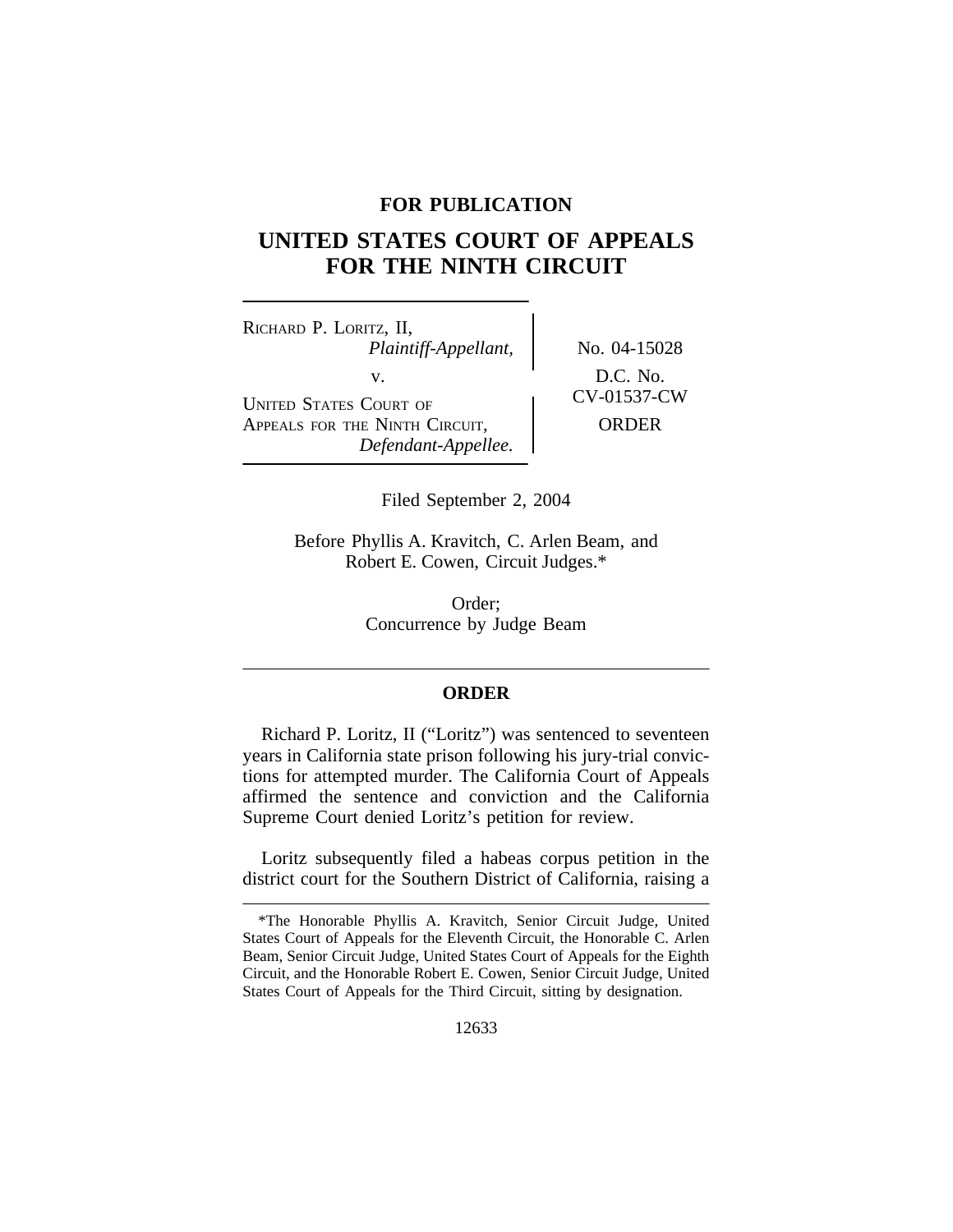**FOR PUBLICATION**

# UNITED STATES COURT OF APPEALS FOR THE NINTH CIRCUIT

| | |
|---|---|
| RICHARD P. LORITZ, II, *Plaintiff-Appellant*, v. UNITED STATES COURT OF APPEALS FOR THE NINTH CIRCUIT, *Defendant-Appellee.* | No. 04-15028 D.C. No. CV-01537-CW ORDER |

Filed September 2, 2004

Before Phyllis A. Kravitch, C. Arlen Beam, and Robert E. Cowen, Circuit Judges.*

Order;
Concurrence by Judge Beam

---

## ORDER

Richard P. Loritz, II ("Loritz") was sentenced to seventeen years in California state prison following his jury-trial convictions for attempted murder. The California Court of Appeals affirmed the sentence and conviction and the California Supreme Court denied Loritz's petition for review.

Loritz subsequently filed a habeas corpus petition in the district court for the Southern District of California, raising a

---

*The Honorable Phyllis A. Kravitch, Senior Circuit Judge, United States Court of Appeals for the Eleventh Circuit, the Honorable C. Arlen Beam, Senior Circuit Judge, United States Court of Appeals for the Eighth Circuit, and the Honorable Robert E. Cowen, Senior Circuit Judge, United States Court of Appeals for the Third Circuit, sitting by designation.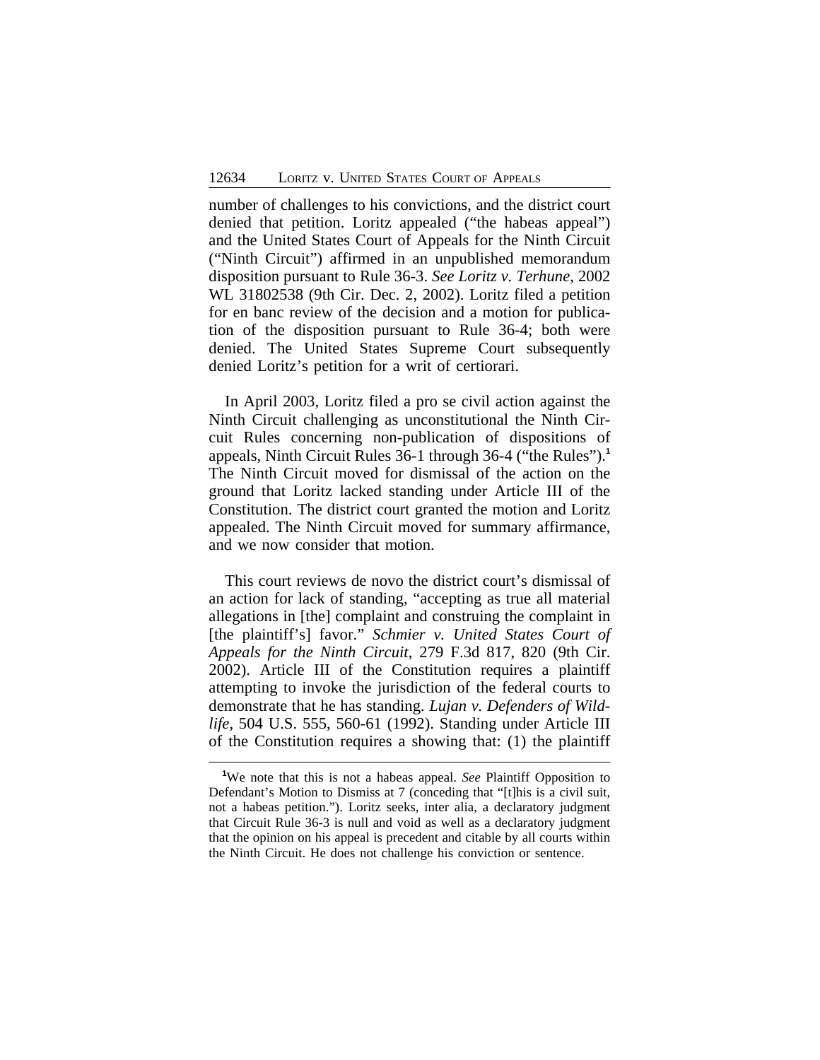number of challenges to his convictions, and the district court denied that petition. Loritz appealed ("the habeas appeal") and the United States Court of Appeals for the Ninth Circuit ("Ninth Circuit") affirmed in an unpublished memorandum disposition pursuant to Rule 36-3. *See Loritz v. Terhune*, 2002 WL 31802538 (9th Cir. Dec. 2, 2002). Loritz filed a petition for en banc review of the decision and a motion for publication of the disposition pursuant to Rule 36-4; both were denied. The United States Supreme Court subsequently denied Loritz's petition for a writ of certiorari.

In April 2003, Loritz filed a pro se civil action against the Ninth Circuit challenging as unconstitutional the Ninth Circuit Rules concerning non-publication of dispositions of appeals, Ninth Circuit Rules 36-1 through 36-4 ("the Rules").[1] The Ninth Circuit moved for dismissal of the action on the ground that Loritz lacked standing under Article III of the Constitution. The district court granted the motion and Loritz appealed. The Ninth Circuit moved for summary affirmance, and we now consider that motion.

This court reviews de novo the district court's dismissal of an action for lack of standing, "accepting as true all material allegations in [the] complaint and construing the complaint in [the plaintiff's] favor." *Schmier v. United States Court of Appeals for the Ninth Circuit*, 279 F.3d 817, 820 (9th Cir. 2002). Article III of the Constitution requires a plaintiff attempting to invoke the jurisdiction of the federal courts to demonstrate that he has standing. *Lujan v. Defenders of Wildlife*, 504 U.S. 555, 560-61 (1992). Standing under Article III of the Constitution requires a showing that: (1) the plaintiff

[1]We note that this is not a habeas appeal. *See* Plaintiff Opposition to Defendant's Motion to Dismiss at 7 (conceding that "[t]his is a civil suit, not a habeas petition."). Loritz seeks, inter alia, a declaratory judgment that Circuit Rule 36-3 is null and void as well as a declaratory judgment that the opinion on his appeal is precedent and citable by all courts within the Ninth Circuit. He does not challenge his conviction or sentence.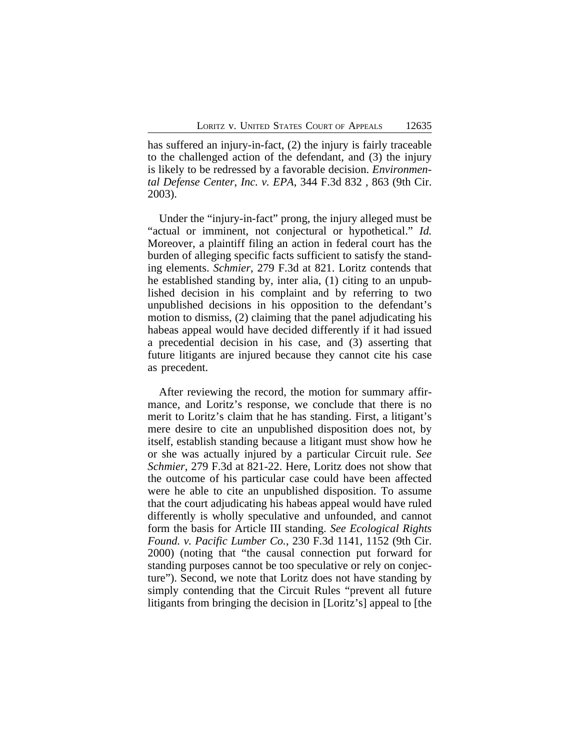has suffered an injury-in-fact, (2) the injury is fairly traceable to the challenged action of the defendant, and (3) the injury is likely to be redressed by a favorable decision. *Environmental Defense Center, Inc. v. EPA*, 344 F.3d 832 , 863 (9th Cir. 2003).

Under the "injury-in-fact" prong, the injury alleged must be "actual or imminent, not conjectural or hypothetical." *Id.* Moreover, a plaintiff filing an action in federal court has the burden of alleging specific facts sufficient to satisfy the standing elements. *Schmier*, 279 F.3d at 821. Loritz contends that he established standing by, inter alia, (1) citing to an unpublished decision in his complaint and by referring to two unpublished decisions in his opposition to the defendant's motion to dismiss, (2) claiming that the panel adjudicating his habeas appeal would have decided differently if it had issued a precedential decision in his case, and (3) asserting that future litigants are injured because they cannot cite his case as precedent.

After reviewing the record, the motion for summary affirmance, and Loritz's response, we conclude that there is no merit to Loritz's claim that he has standing. First, a litigant's mere desire to cite an unpublished disposition does not, by itself, establish standing because a litigant must show how he or she was actually injured by a particular Circuit rule. *See Schmier*, 279 F.3d at 821-22. Here, Loritz does not show that the outcome of his particular case could have been affected were he able to cite an unpublished disposition. To assume that the court adjudicating his habeas appeal would have ruled differently is wholly speculative and unfounded, and cannot form the basis for Article III standing. *See Ecological Rights Found. v. Pacific Lumber Co.*, 230 F.3d 1141, 1152 (9th Cir. 2000) (noting that "the causal connection put forward for standing purposes cannot be too speculative or rely on conjecture"). Second, we note that Loritz does not have standing by simply contending that the Circuit Rules "prevent all future litigants from bringing the decision in [Loritz's] appeal to [the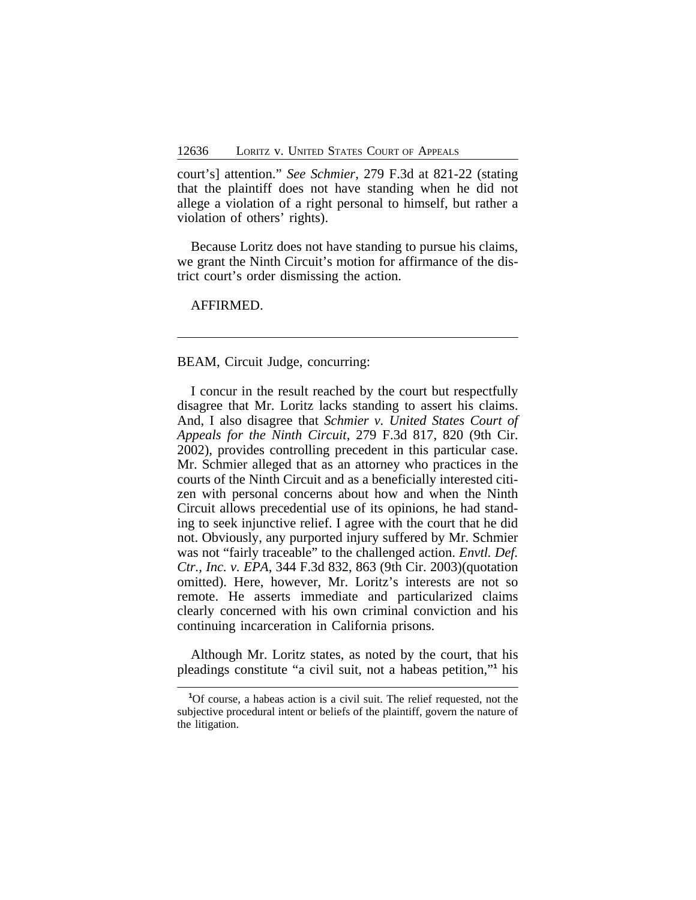court's] attention." *See Schmier*, 279 F.3d at 821-22 (stating that the plaintiff does not have standing when he did not allege a violation of a right personal to himself, but rather a violation of others' rights).

Because Loritz does not have standing to pursue his claims, we grant the Ninth Circuit's motion for affirmance of the district court's order dismissing the action.

AFFIRMED.

---

BEAM, Circuit Judge, concurring:

I concur in the result reached by the court but respectfully disagree that Mr. Loritz lacks standing to assert his claims. And, I also disagree that *Schmier v. United States Court of Appeals for the Ninth Circuit*, 279 F.3d 817, 820 (9th Cir. 2002), provides controlling precedent in this particular case. Mr. Schmier alleged that as an attorney who practices in the courts of the Ninth Circuit and as a beneficially interested citizen with personal concerns about how and when the Ninth Circuit allows precedential use of its opinions, he had standing to seek injunctive relief. I agree with the court that he did not. Obviously, any purported injury suffered by Mr. Schmier was not "fairly traceable" to the challenged action. *Envtl. Def. Ctr., Inc. v. EPA*, 344 F.3d 832, 863 (9th Cir. 2003)(quotation omitted). Here, however, Mr. Loritz's interests are not so remote. He asserts immediate and particularized claims clearly concerned with his own criminal conviction and his continuing incarceration in California prisons.

Although Mr. Loritz states, as noted by the court, that his pleadings constitute "a civil suit, not a habeas petition,"[1] his

[1] Of course, a habeas action is a civil suit. The relief requested, not the subjective procedural intent or beliefs of the plaintiff, govern the nature of the litigation.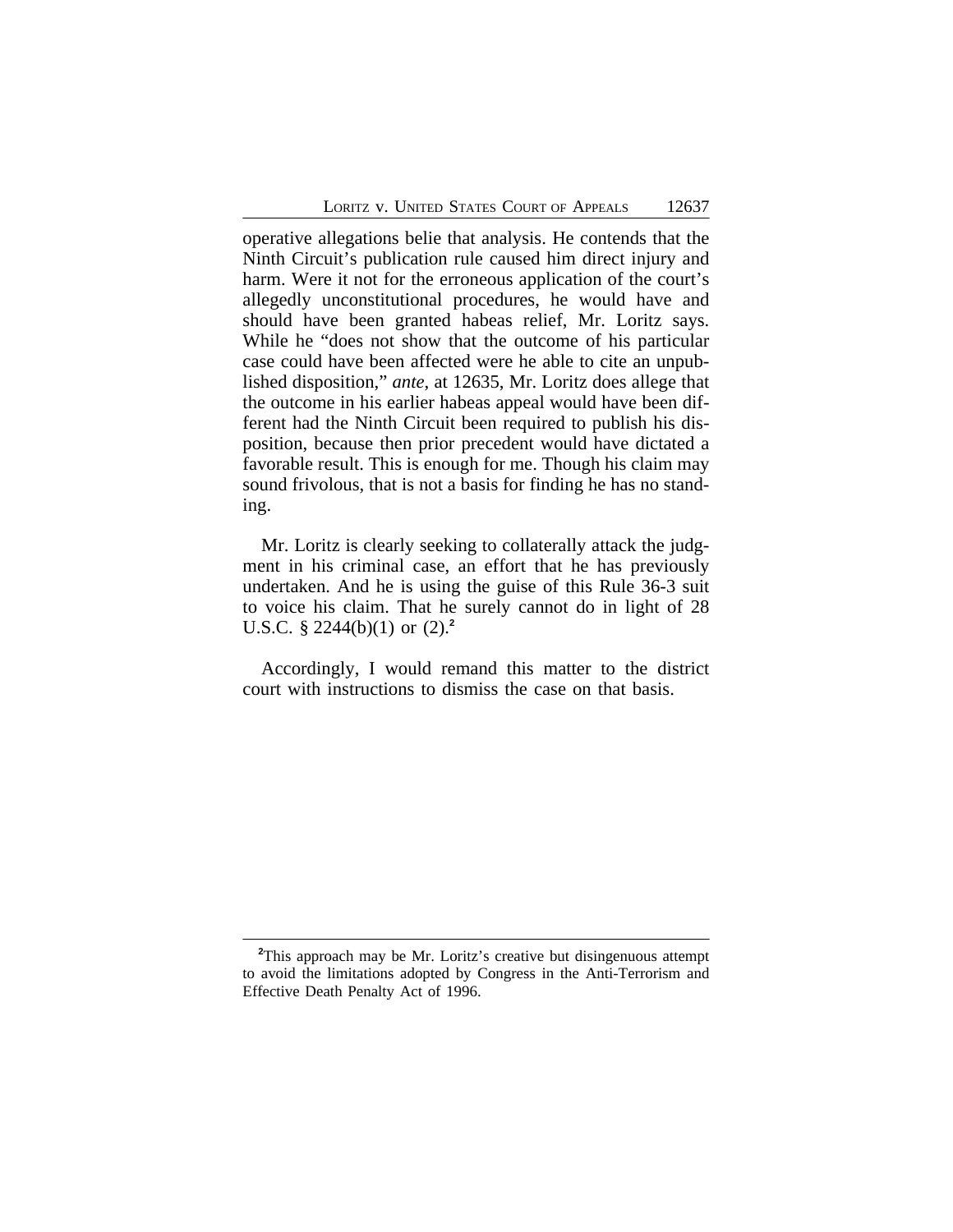operative allegations belie that analysis. He contends that the Ninth Circuit's publication rule caused him direct injury and harm. Were it not for the erroneous application of the court's allegedly unconstitutional procedures, he would have and should have been granted habeas relief, Mr. Loritz says. While he "does not show that the outcome of his particular case could have been affected were he able to cite an unpublished disposition," *ante*, at 12635, Mr. Loritz does allege that the outcome in his earlier habeas appeal would have been different had the Ninth Circuit been required to publish his disposition, because then prior precedent would have dictated a favorable result. This is enough for me. Though his claim may sound frivolous, that is not a basis for finding he has no standing.

Mr. Loritz is clearly seeking to collaterally attack the judgment in his criminal case, an effort that he has previously undertaken. And he is using the guise of this Rule 36-3 suit to voice his claim. That he surely cannot do in light of 28 U.S.C. § 2244(b)(1) or (2).[2]

Accordingly, I would remand this matter to the district court with instructions to dismiss the case on that basis.

---

[2]This approach may be Mr. Loritz's creative but disingenuous attempt to avoid the limitations adopted by Congress in the Anti-Terrorism and Effective Death Penalty Act of 1996.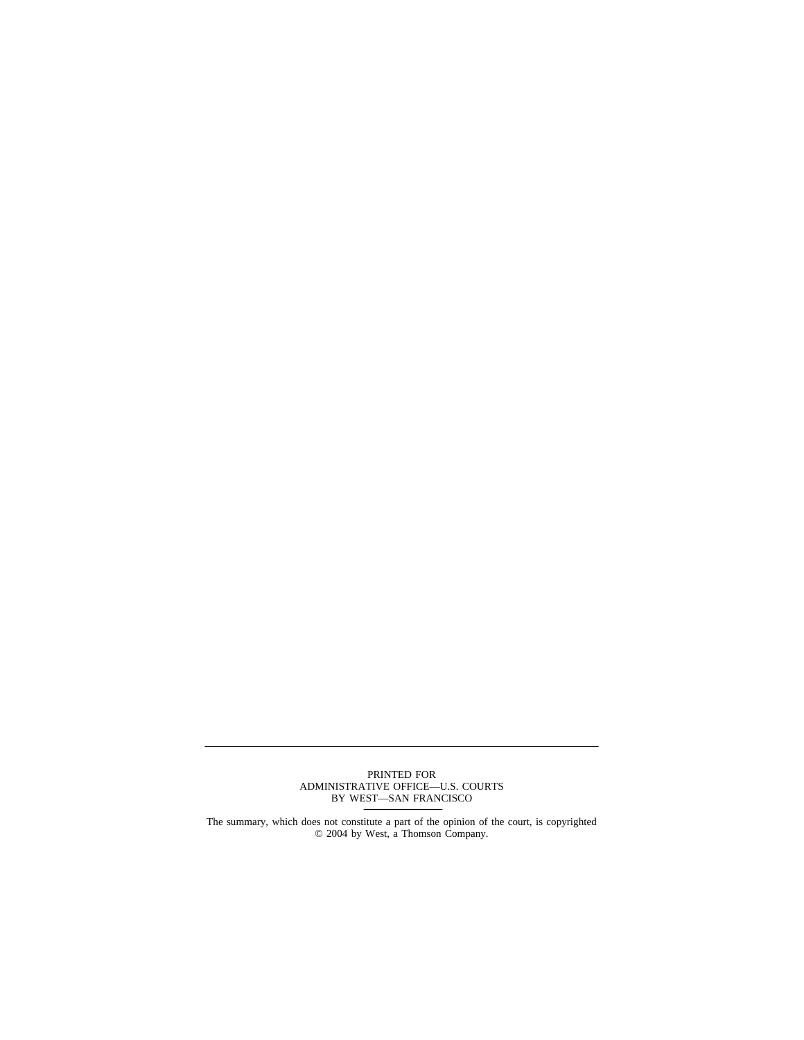PRINTED FOR
ADMINISTRATIVE OFFICE—U.S. COURTS
BY WEST—SAN FRANCISCO

---

The summary, which does not constitute a part of the opinion of the court, is copyrighted © 2004 by West, a Thomson Company.